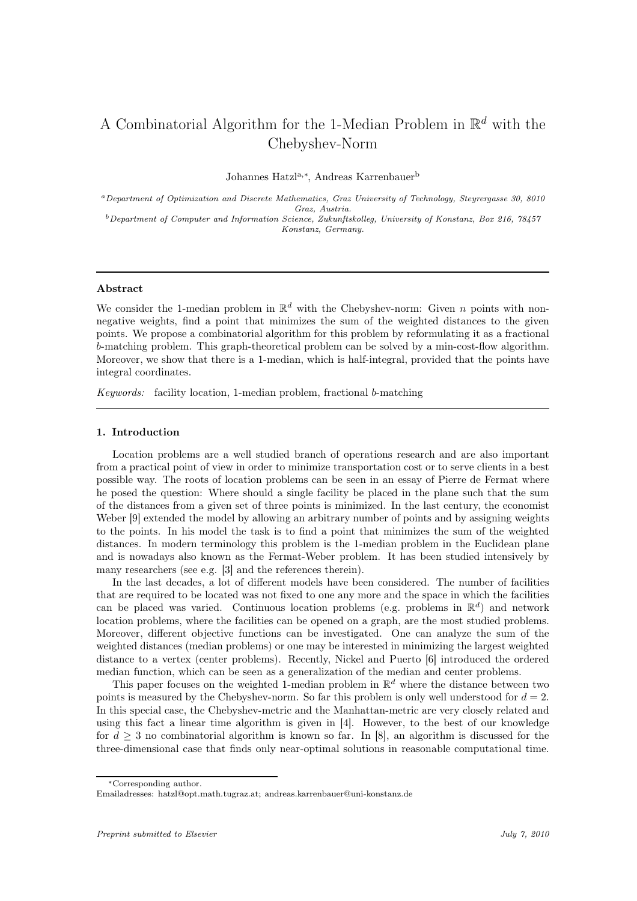# A Combinatorial Algorithm for the 1-Median Problem in $\mathbb{R}^d$ with the Chebyshev-Norm

Johannes Hatzl[a,*], Andreas Karrenbauer[b]

[a] *Department of Optimization and Discrete Mathematics, Graz University of Technology, Steyrergasse 30, 8010 Graz, Austria.*

[b] *Department of Computer and Information Science, Zukunftskolleg, University of Konstanz, Box 216, 78457 Konstanz, Germany.*

---

### Abstract

We consider the 1-median problem in $\mathbb{R}^d$ with the Chebyshev-norm: Given $n$ points with non-negative weights, find a point that minimizes the sum of the weighted distances to the given points. We propose a combinatorial algorithm for this problem by reformulating it as a fractional $b$-matching problem. This graph-theoretical problem can be solved by a min-cost-flow algorithm. Moreover, we show that there is a 1-median, which is half-integral, provided that the points have integral coordinates.

*Keywords:* facility location, 1-median problem, fractional $b$-matching

---

## 1. Introduction

Location problems are a well studied branch of operations research and are also important from a practical point of view in order to minimize transportation cost or to serve clients in a best possible way. The roots of location problems can be seen in an essay of Pierre de Fermat where he posed the question: Where should a single facility be placed in the plane such that the sum of the distances from a given set of three points is minimized. In the last century, the economist Weber [9] extended the model by allowing an arbitrary number of points and by assigning weights to the points. In his model the task is to find a point that minimizes the sum of the weighted distances. In modern terminology this problem is the 1-median problem in the Euclidean plane and is nowadays also known as the Fermat-Weber problem. It has been studied intensively by many researchers (see e.g. [3] and the references therein).

In the last decades, a lot of different models have been considered. The number of facilities that are required to be located was not fixed to one any more and the space in which the facilities can be placed was varied. Continuous location problems (e.g. problems in $\mathbb{R}^d$) and network location problems, where the facilities can be opened on a graph, are the most studied problems. Moreover, different objective functions can be investigated. One can analyze the sum of the weighted distances (median problems) or one may be interested in minimizing the largest weighted distance to a vertex (center problems). Recently, Nickel and Puerto [6] introduced the ordered median function, which can be seen as a generalization of the median and center problems.

This paper focuses on the weighted 1-median problem in $\mathbb{R}^d$ where the distance between two points is measured by the Chebyshev-norm. So far this problem is only well understood for $d = 2$. In this special case, the Chebyshev-metric and the Manhattan-metric are very closely related and using this fact a linear time algorithm is given in [4]. However, to the best of our knowledge for $d \geq 3$ no combinatorial algorithm is known so far. In [8], an algorithm is discussed for the three-dimensional case that finds only near-optimal solutions in reasonable computational time.

---

*Corresponding author.

Emailadresses: hatzl@opt.math.tugraz.at; andreas.karrenbauer@uni-konstanz.de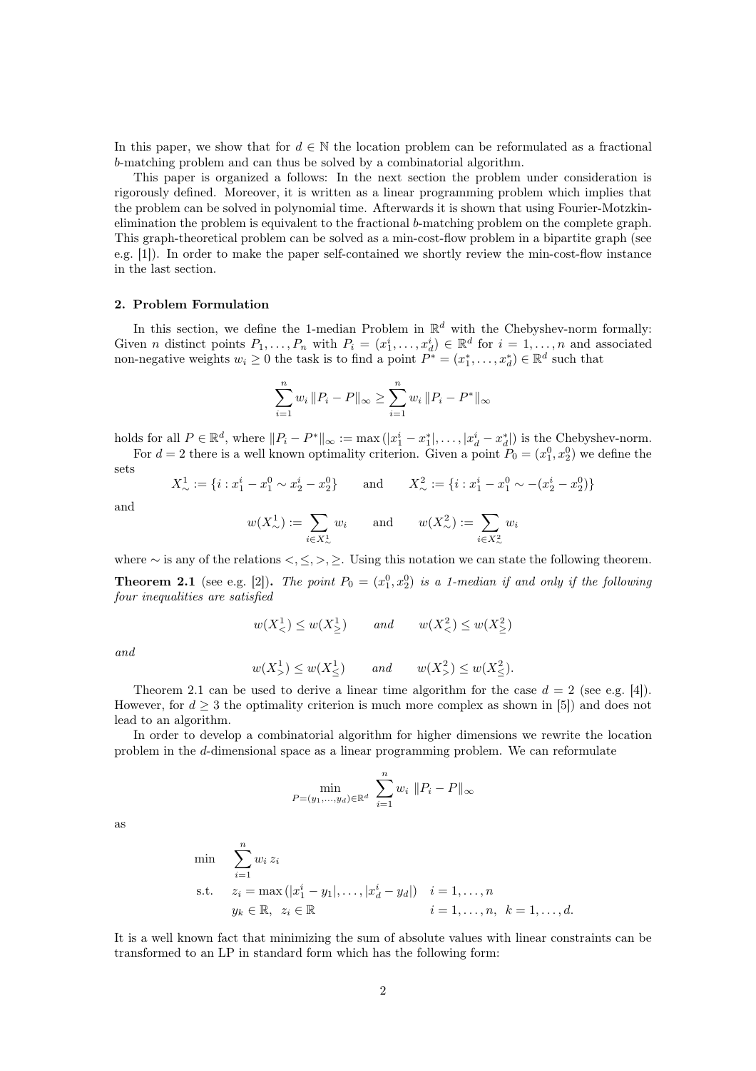In this paper, we show that for $d \in \mathbb{N}$ the location problem can be reformulated as a fractional $b$-matching problem and can thus be solved by a combinatorial algorithm.

This paper is organized a follows: In the next section the problem under consideration is rigorously defined. Moreover, it is written as a linear programming problem which implies that the problem can be solved in polynomial time. Afterwards it is shown that using Fourier-Motzkin-elimination the problem is equivalent to the fractional $b$-matching problem on the complete graph. This graph-theoretical problem can be solved as a min-cost-flow problem in a bipartite graph (see e.g. [1]). In order to make the paper self-contained we shortly review the min-cost-flow instance in the last section.

## 2. Problem Formulation

In this section, we define the 1-median Problem in $\mathbb{R}^d$ with the Chebyshev-norm formally: Given $n$ distinct points $P_1, \ldots, P_n$ with $P_i = (x_1^i, \ldots, x_d^i) \in \mathbb{R}^d$ for $i = 1, \ldots, n$ and associated non-negative weights $w_i \geq 0$ the task is to find a point $P^* = (x_1^*, \ldots, x_d^*) \in \mathbb{R}^d$ such that

$$\sum_{i=1}^{n} w_i \, \|P_i - P\|_\infty \geq \sum_{i=1}^{n} w_i \, \|P_i - P^*\|_\infty$$

holds for all $P \in \mathbb{R}^d$, where $\|P_i - P^*\|_\infty := \max(|x_1^i - x_1^*|, \ldots, |x_d^i - x_d^*|)$ is the Chebyshev-norm.

For $d = 2$ there is a well known optimality criterion. Given a point $P_0 = (x_1^0, x_2^0)$ we define the sets

$$X^1_\sim := \{i : x_1^i - x_1^0 \sim x_2^i - x_2^0\} \qquad \text{and} \qquad X^2_\sim := \{i : x_1^i - x_1^0 \sim -(x_2^i - x_2^0)\}$$

and

$$w(X^1_\sim) := \sum_{i \in X^1_\sim} w_i \qquad \text{and} \qquad w(X^2_\sim) := \sum_{i \in X^2_\sim} w_i$$

where $\sim$ is any of the relations $<, \leq, >, \geq$. Using this notation we can state the following theorem.

**Theorem 2.1** (see e.g. [2]). *The point $P_0 = (x_1^0, x_2^0)$ is a 1-median if and only if the following four inequalities are satisfied*

$$w(X^1_<) \leq w(X^1_\geq) \qquad \text{and} \qquad w(X^2_<) \leq w(X^2_\geq)$$

*and*

$$w(X^1_>) \leq w(X^1_\leq) \qquad \text{and} \qquad w(X^2_>) \leq w(X^2_\leq).$$

Theorem 2.1 can be used to derive a linear time algorithm for the case $d = 2$ (see e.g. [4]). However, for $d \geq 3$ the optimality criterion is much more complex as shown in [5]) and does not lead to an algorithm.

In order to develop a combinatorial algorithm for higher dimensions we rewrite the location problem in the $d$-dimensional space as a linear programming problem. We can reformulate

$$\min_{P=(y_1,\ldots,y_d)\in\mathbb{R}^d} \; \sum_{i=1}^{n} w_i \; \|P_i - P\|_\infty$$

as

$$\begin{aligned}
\min \quad & \sum_{i=1}^{n} w_i \, z_i \\
\text{s.t.} \quad & z_i = \max(|x_1^i - y_1|, \ldots, |x_d^i - y_d|) \quad && i = 1, \ldots, n \\
& y_k \in \mathbb{R}, \; z_i \in \mathbb{R} && i = 1, \ldots, n, \; k = 1, \ldots, d.
\end{aligned}$$

It is a well known fact that minimizing the sum of absolute values with linear constraints can be transformed to an LP in standard form which has the following form: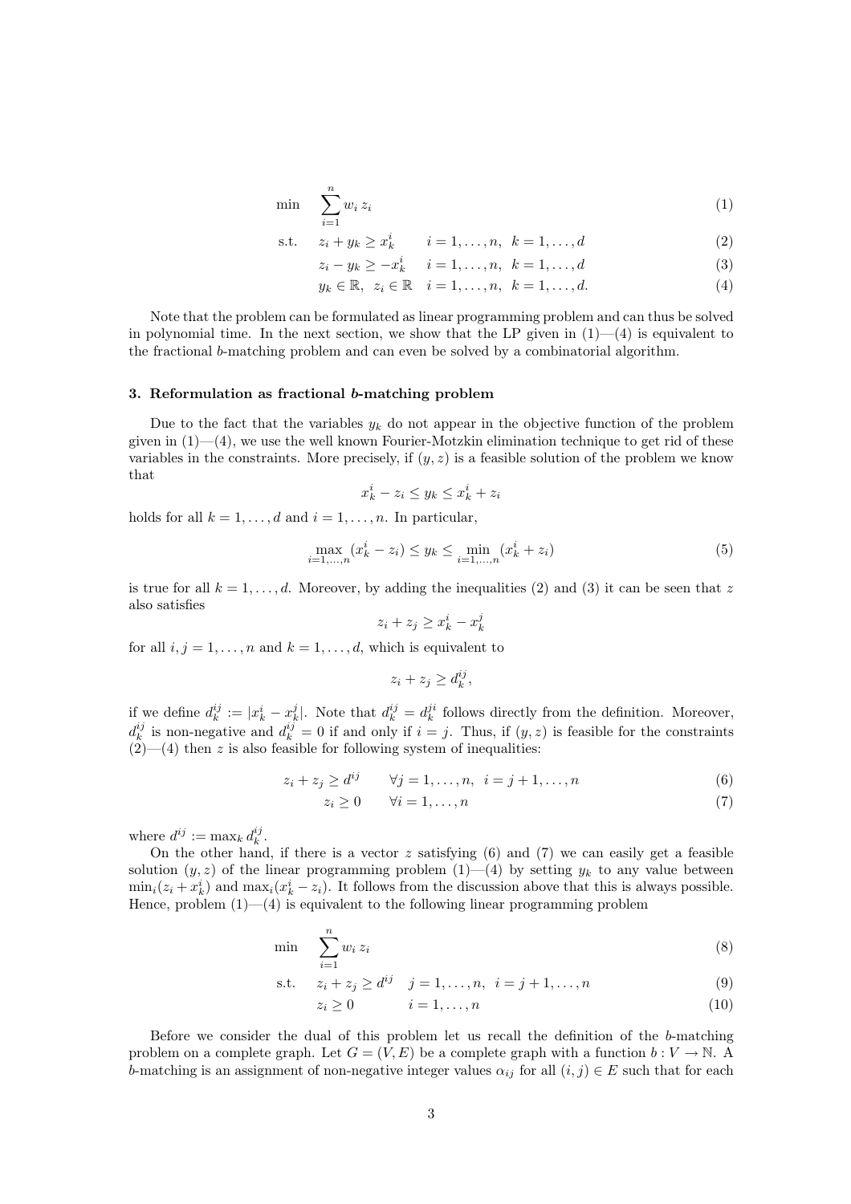$$\min \quad \sum_{i=1}^{n} w_i \, z_i \tag{1}$$

$$\text{s.t.} \quad z_i + y_k \geq x^i_k \qquad i = 1, \ldots, n, \;\; k = 1, \ldots, d \tag{2}$$

$$z_i - y_k \geq -x^i_k \qquad i = 1, \ldots, n, \;\; k = 1, \ldots, d \tag{3}$$

$$y_k \in \mathbb{R}, \;\; z_i \in \mathbb{R} \quad i = 1, \ldots, n, \;\; k = 1, \ldots, d. \tag{4}$$

Note that the problem can be formulated as linear programming problem and can thus be solved in polynomial time. In the next section, we show that the LP given in (1)—(4) is equivalent to the fractional $b$-matching problem and can even be solved by a combinatorial algorithm.

## 3. Reformulation as fractional $b$-matching problem

Due to the fact that the variables $y_k$ do not appear in the objective function of the problem given in (1)—(4), we use the well known Fourier-Motzkin elimination technique to get rid of these variables in the constraints. More precisely, if $(y, z)$ is a feasible solution of the problem we know that

$$x^i_k - z_i \leq y_k \leq x^i_k + z_i$$

holds for all $k = 1, \ldots, d$ and $i = 1, \ldots, n$. In particular,

$$\max_{i=1,\ldots,n} (x^i_k - z_i) \leq y_k \leq \min_{i=1,\ldots,n} (x^i_k + z_i) \tag{5}$$

is true for all $k = 1, \ldots, d$. Moreover, by adding the inequalities (2) and (3) it can be seen that $z$ also satisfies

$$z_i + z_j \geq x^i_k - x^j_k$$

for all $i, j = 1, \ldots, n$ and $k = 1, \ldots, d$, which is equivalent to

$$z_i + z_j \geq d^{ij}_k,$$

if we define $d^{ij}_k := |x^i_k - x^j_k|$. Note that $d^{ij}_k = d^{ji}_k$ follows directly from the definition. Moreover, $d^{ij}_k$ is non-negative and $d^{ij}_k = 0$ if and only if $i = j$. Thus, if $(y, z)$ is feasible for the constraints (2)—(4) then $z$ is also feasible for following system of inequalities:

$$z_i + z_j \geq d^{ij} \qquad \forall j = 1, \ldots, n, \;\; i = j + 1, \ldots, n \tag{6}$$

$$z_i \geq 0 \qquad \forall i = 1, \ldots, n \tag{7}$$

where $d^{ij} := \max_k d^{ij}_k$.

On the other hand, if there is a vector $z$ satisfying (6) and (7) we can easily get a feasible solution $(y, z)$ of the linear programming problem (1)—(4) by setting $y_k$ to any value between $\min_i(z_i + x^i_k)$ and $\max_i(x^i_k - z_i)$. It follows from the discussion above that this is always possible. Hence, problem (1)—(4) is equivalent to the following linear programming problem

$$\min \quad \sum_{i=1}^{n} w_i \, z_i \tag{8}$$

$$\text{s.t.} \quad z_i + z_j \geq d^{ij} \quad j = 1, \ldots, n, \;\; i = j + 1, \ldots, n \tag{9}$$

$$z_i \geq 0 \qquad i = 1, \ldots, n \tag{10}$$

Before we consider the dual of this problem let us recall the definition of the $b$-matching problem on a complete graph. Let $G = (V, E)$ be a complete graph with a function $b : V \to \mathbb{N}$. A $b$-matching is an assignment of non-negative integer values $\alpha_{ij}$ for all $(i, j) \in E$ such that for each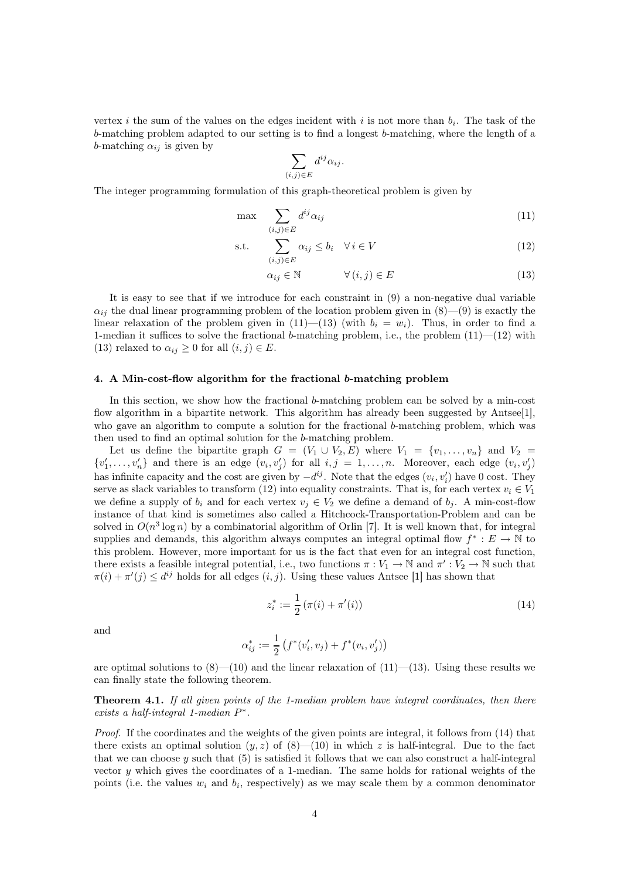vertex $i$ the sum of the values on the edges incident with $i$ is not more than $b_i$. The task of the $b$-matching problem adapted to our setting is to find a longest $b$-matching, where the length of a $b$-matching $\alpha_{ij}$ is given by

$$\sum_{(i,j)\in E} d^{ij}\alpha_{ij}.$$

The integer programming formulation of this graph-theoretical problem is given by

$$\max \quad \sum_{(i,j)\in E} d^{ij}\alpha_{ij} \tag{11}$$

$$\text{s.t.} \quad \sum_{(i,j)\in E} \alpha_{ij} \leq b_i \quad \forall\, i \in V \tag{12}$$

$$\alpha_{ij} \in \mathbb{N} \qquad \forall\,(i,j) \in E \tag{13}$$

It is easy to see that if we introduce for each constraint in (9) a non-negative dual variable $\alpha_{ij}$ the dual linear programming problem of the location problem given in (8)—(9) is exactly the linear relaxation of the problem given in (11)—(13) (with $b_i = w_i$). Thus, in order to find a 1-median it suffices to solve the fractional $b$-matching problem, i.e., the problem (11)—(12) with (13) relaxed to $\alpha_{ij} \geq 0$ for all $(i,j) \in E$.

## 4. A Min-cost-flow algorithm for the fractional $b$-matching problem

In this section, we show how the fractional $b$-matching problem can be solved by a min-cost flow algorithm in a bipartite network. This algorithm has already been suggested by Antsee[1], who gave an algorithm to compute a solution for the fractional $b$-matching problem, which was then used to find an optimal solution for the $b$-matching problem.

Let us define the bipartite graph $G = (V_1 \cup V_2, E)$ where $V_1 = \{v_1, \ldots, v_n\}$ and $V_2 = \{v'_1, \ldots, v'_n\}$ and there is an edge $(v_i, v'_j)$ for all $i, j = 1, \ldots, n$. Moreover, each edge $(v_i, v'_j)$ has infinite capacity and the cost are given by $-d^{ij}$. Note that the edges $(v_i, v'_i)$ have 0 cost. They serve as slack variables to transform (12) into equality constraints. That is, for each vertex $v_i \in V_1$ we define a supply of $b_i$ and for each vertex $v_j \in V_2$ we define a demand of $b_j$. A min-cost-flow instance of that kind is sometimes also called a Hitchcock-Transportation-Problem and can be solved in $O(n^3 \log n)$ by a combinatorial algorithm of Orlin [7]. It is well known that, for integral supplies and demands, this algorithm always computes an integral optimal flow $f^* : E \to \mathbb{N}$ to this problem. However, more important for us is the fact that even for an integral cost function, there exists a feasible integral potential, i.e., two functions $\pi : V_1 \to \mathbb{N}$ and $\pi' : V_2 \to \mathbb{N}$ such that $\pi(i) + \pi'(j) \leq d^{ij}$ holds for all edges $(i,j)$. Using these values Antsee [1] has shown that

$$z_i^* := \frac{1}{2}\left(\pi(i) + \pi'(i)\right) \tag{14}$$

and

$$\alpha_{ij}^* := \frac{1}{2}\left(f^*(v'_i, v_j) + f^*(v_i, v'_j)\right)$$

are optimal solutions to (8)—(10) and the linear relaxation of (11)—(13). Using these results we can finally state the following theorem.

**Theorem 4.1.** *If all given points of the 1-median problem have integral coordinates, then there exists a half-integral 1-median $P^*$.*

*Proof.* If the coordinates and the weights of the given points are integral, it follows from (14) that there exists an optimal solution $(y, z)$ of (8)—(10) in which $z$ is half-integral. Due to the fact that we can choose $y$ such that (5) is satisfied it follows that we can also construct a half-integral vector $y$ which gives the coordinates of a 1-median. The same holds for rational weights of the points (i.e. the values $w_i$ and $b_i$, respectively) as we may scale them by a common denominator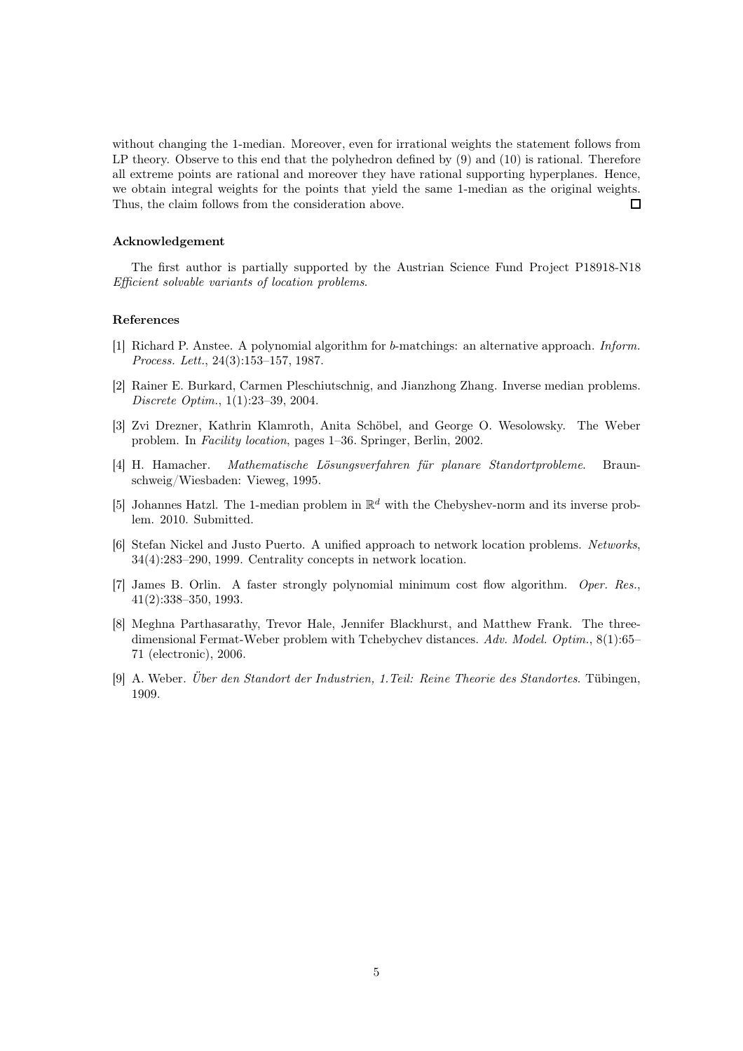without changing the 1-median. Moreover, even for irrational weights the statement follows from LP theory. Observe to this end that the polyhedron defined by (9) and (10) is rational. Therefore all extreme points are rational and moreover they have rational supporting hyperplanes. Hence, we obtain integral weights for the points that yield the same 1-median as the original weights. Thus, the claim follows from the consideration above. □

### Acknowledgement

The first author is partially supported by the Austrian Science Fund Project P18918-N18 *Efficient solvable variants of location problems*.

### References

[1] Richard P. Anstee. A polynomial algorithm for $b$-matchings: an alternative approach. *Inform. Process. Lett.*, 24(3):153–157, 1987.

[2] Rainer E. Burkard, Carmen Pleschiutschnig, and Jianzhong Zhang. Inverse median problems. *Discrete Optim.*, 1(1):23–39, 2004.

[3] Zvi Drezner, Kathrin Klamroth, Anita Schöbel, and George O. Wesolowsky. The Weber problem. In *Facility location*, pages 1–36. Springer, Berlin, 2002.

[4] H. Hamacher. *Mathematische Lösungsverfahren für planare Standortprobleme*. Braunschweig/Wiesbaden: Vieweg, 1995.

[5] Johannes Hatzl. The 1-median problem in $\mathbb{R}^d$ with the Chebyshev-norm and its inverse problem. 2010. Submitted.

[6] Stefan Nickel and Justo Puerto. A unified approach to network location problems. *Networks*, 34(4):283–290, 1999. Centrality concepts in network location.

[7] James B. Orlin. A faster strongly polynomial minimum cost flow algorithm. *Oper. Res.*, 41(2):338–350, 1993.

[8] Meghna Parthasarathy, Trevor Hale, Jennifer Blackhurst, and Matthew Frank. The three-dimensional Fermat-Weber problem with Tchebychev distances. *Adv. Model. Optim.*, 8(1):65–71 (electronic), 2006.

[9] A. Weber. *Über den Standort der Industrien, 1.Teil: Reine Theorie des Standortes*. Tübingen, 1909.